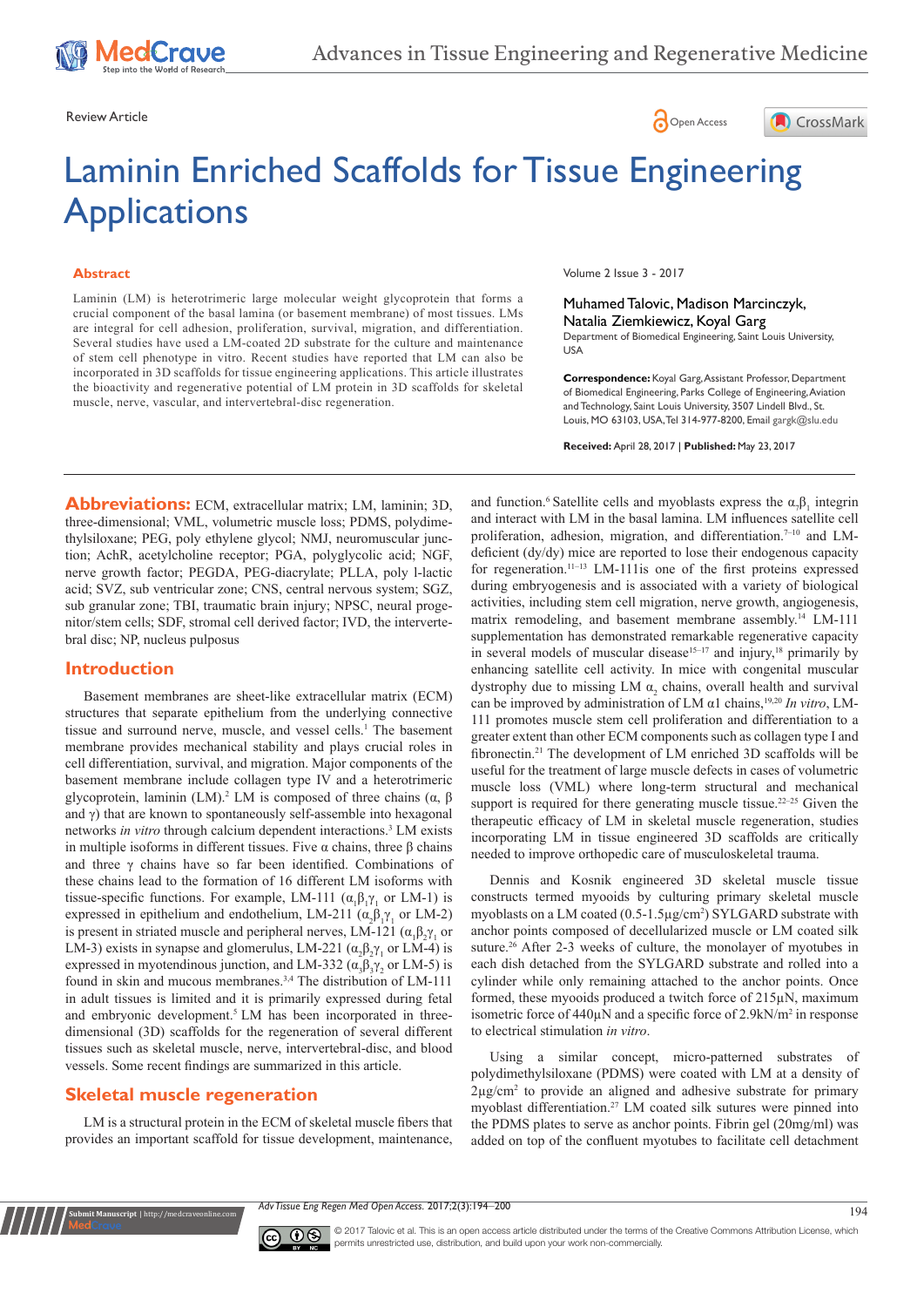Review Article

# Laminin Enriched Scaffolds for Tissue Engineering Applications

Volume 2 Issue 3 - 2017

Muhamed Talovic, Madison Marcinczyk, Natalia Ziemkiewicz, Koyal Garg

Department of Biomedical Engineering, Saint Louis University, USA

**Correspondence:** Koyal Garg, Assistant Professor, Department of Biomedical Engineering, Parks College of Engineering, Aviation and Technology, Saint Louis University, 3507 Lindell Blvd., St. Louis, MO 63103, USA, Tel 314-977-8200, Email gargk@slu.edu

**Received:** April 28, 2017 | **Published:** May 23, 2017

## Abstract

Laminin (LM) is heterotrimeric large molecular weight glycoprotein that forms a crucial component of the basal lamina (or basement membrane) of most tissues. LMs are integral for cell adhesion, proliferation, survival, migration, and differentiation. Several studies have used a LM-coated 2D substrate for the culture and maintenance of stem cell phenotype in vitro. Recent studies have reported that LM can also be incorporated in 3D scaffolds for tissue engineering applications. This article illustrates the bioactivity and regenerative potential of LM protein in 3D scaffolds for skeletal muscle, nerve, vascular, and intervertebral-disc regeneration.

**Abbreviations:** ECM, extracellular matrix; LM, laminin; 3D, three-dimensional; VML, volumetric muscle loss; PDMS, polydimethylsiloxane; PEG, poly ethylene glycol; NMJ, neuromuscular junction; AchR, acetylcholine receptor; PGA, polyglycolic acid; NGF, nerve growth factor; PEGDA, PEG-diacrylate; PLLA, poly l-lactic acid; SVZ, sub ventricular zone; CNS, central nervous system; SGZ, sub granular zone; TBI, traumatic brain injury; NPSC, neural progenitor/stem cells; SDF, stromal cell derived factor; IVD, the intervertebral disc; NP, nucleus pulposus

## Introduction

Basement membranes are sheet-like extracellular matrix (ECM) structures that separate epithelium from the underlying connective tissue and surround nerve, muscle, and vessel cells.[1] The basement membrane provides mechanical stability and plays crucial roles in cell differentiation, survival, and migration. Major components of the basement membrane include collagen type IV and a heterotrimeric glycoprotein, laminin (LM).[2] LM is composed of three chains (α, β and γ) that are known to spontaneously self-assemble into hexagonal networks *in vitro* through calcium dependent interactions.[3] LM exists in multiple isoforms in different tissues. Five α chains, three β chains and three γ chains have so far been identified. Combinations of these chains lead to the formation of 16 different LM isoforms with tissue-specific functions. For example, LM-111 ($\alpha_1\beta_1\gamma_1$ or LM-1) is expressed in epithelium and endothelium, LM-211 ($\alpha_2\beta_1\gamma_1$ or LM-2) is present in striated muscle and peripheral nerves, LM-121 ($\alpha_1\beta_2\gamma_1$ or LM-3) exists in synapse and glomerulus, LM-221 ($\alpha_2\beta_2\gamma_1$ or LM-4) is expressed in myotendinous junction, and LM-332 ($\alpha_3\beta_3\gamma_2$ or LM-5) is found in skin and mucous membranes.[3,4] The distribution of LM-111 in adult tissues is limited and it is primarily expressed during fetal and embryonic development.[5] LM has been incorporated in three-dimensional (3D) scaffolds for the regeneration of several different tissues such as skeletal muscle, nerve, intervertebral-disc, and blood vessels. Some recent findings are summarized in this article.

## Skeletal muscle regeneration

LM is a structural protein in the ECM of skeletal muscle fibers that provides an important scaffold for tissue development, maintenance, and function.[6] Satellite cells and myoblasts express the $\alpha_7\beta_1$ integrin and interact with LM in the basal lamina. LM influences satellite cell proliferation, adhesion, migration, and differentiation.[7–10] and LM-deficient (dy/dy) mice are reported to lose their endogenous capacity for regeneration.[11–13] LM-111is one of the first proteins expressed during embryogenesis and is associated with a variety of biological activities, including stem cell migration, nerve growth, angiogenesis, matrix remodeling, and basement membrane assembly.[14] LM-111 supplementation has demonstrated remarkable regenerative capacity in several models of muscular disease[15–17] and injury,[18] primarily by enhancing satellite cell activity. In mice with congenital muscular dystrophy due to missing LM $\alpha_2$ chains, overall health and survival can be improved by administration of LM α1 chains,[19,20] *In vitro*, LM-111 promotes muscle stem cell proliferation and differentiation to a greater extent than other ECM components such as collagen type I and fibronectin.[21] The development of LM enriched 3D scaffolds will be useful for the treatment of large muscle defects in cases of volumetric muscle loss (VML) where long-term structural and mechanical support is required for there generating muscle tissue.[22–25] Given the therapeutic efficacy of LM in skeletal muscle regeneration, studies incorporating LM in tissue engineered 3D scaffolds are critically needed to improve orthopedic care of musculoskeletal trauma.

Dennis and Kosnik engineered 3D skeletal muscle tissue constructs termed myooids by culturing primary skeletal muscle myoblasts on a LM coated (0.5-1.5µg/cm²) SYLGARD substrate with anchor points composed of decellularized muscle or LM coated silk suture.[26] After 2-3 weeks of culture, the monolayer of myotubes in each dish detached from the SYLGARD substrate and rolled into a cylinder while only remaining attached to the anchor points. Once formed, these myooids produced a twitch force of 215µN, maximum isometric force of 440µN and a specific force of 2.9kN/m² in response to electrical stimulation *in vitro*.

Using a similar concept, micro-patterned substrates of polydimethylsiloxane (PDMS) were coated with LM at a density of 2µg/cm² to provide an aligned and adhesive substrate for primary myoblast differentiation.[27] LM coated silk sutures were pinned into the PDMS plates to serve as anchor points. Fibrin gel (20mg/ml) was added on top of the confluent myotubes to facilitate cell detachment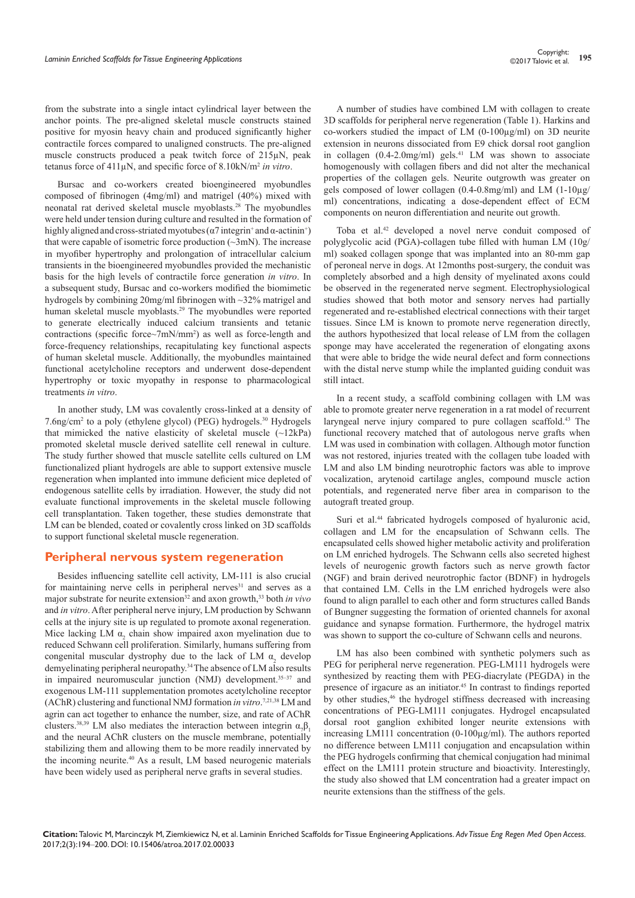from the substrate into a single intact cylindrical layer between the anchor points. The pre-aligned muscle constructs stained positive for myosin heavy chain and produced significantly higher contractile forces compared to unaligned constructs. The pre-aligned muscle constructs produced a peak twitch force of 215µN, peak tetanus force of 411µN, and specific force of 8.10kN/m$^2$ *in vitro*.

Bursac and co-workers created bioengineered myobundles composed of fibrinogen (4mg/ml) and matrigel (40%) mixed with neonatal rat derived skeletal muscle myoblasts.[28] The myobundles were held under tension during culture and resulted in the formation of highly aligned and cross-striated myotubes ($\alpha$7 integrin$^+$ and $\alpha$-actinin$^+$) that were capable of isometric force production (~3mN). The increase in myofiber hypertrophy and prolongation of intracellular calcium transients in the bioengineered myobundles provided the mechanistic basis for the high levels of contractile force generation *in vitro*. In a subsequent study, Bursac and co-workers modified the biomimetic hydrogels by combining 20mg/ml fibrinogen with ~32% matrigel and human skeletal muscle myoblasts.[29] The myobundles were reported to generate electrically induced calcium transients and tetanic contractions (specific force~7mN/mm$^2$) as well as force-length and force-frequency relationships, recapitulating key functional aspects of human skeletal muscle. Additionally, the myobundles maintained functional acetylcholine receptors and underwent dose-dependent hypertrophy or toxic myopathy in response to pharmacological treatments *in vitro*.

In another study, LM was covalently cross-linked at a density of 7.6ng/cm$^2$ to a poly (ethylene glycol) (PEG) hydrogels.[30] Hydrogels that mimicked the native elasticity of skeletal muscle (~12kPa) promoted skeletal muscle derived satellite cell renewal in culture. The study further showed that muscle satellite cells cultured on LM functionalized pliant hydrogels are able to support extensive muscle regeneration when implanted into immune deficient mice depleted of endogenous satellite cells by irradiation. However, the study did not evaluate functional improvements in the skeletal muscle following cell transplantation. Taken together, these studies demonstrate that LM can be blended, coated or covalently cross linked on 3D scaffolds to support functional skeletal muscle regeneration.

## Peripheral nervous system regeneration

Besides influencing satellite cell activity, LM-111 is also crucial for maintaining nerve cells in peripheral nerves[31] and serves as a major substrate for neurite extension[32] and axon growth,[33] both *in vivo* and *in vitro*. After peripheral nerve injury, LM production by Schwann cells at the injury site is up regulated to promote axonal regeneration. Mice lacking LM $\alpha_2$ chain show impaired axon myelination due to reduced Schwann cell proliferation. Similarly, humans suffering from congenital muscular dystrophy due to the lack of LM $\alpha_2$ develop demyelinating peripheral neuropathy.[34] The absence of LM also results in impaired neuromuscular junction (NMJ) development.[35–37] and exogenous LM-111 supplementation promotes acetylcholine receptor (AChR) clustering and functional NMJ formation *in vitro*.[7,21,38] LM and agrin can act together to enhance the number, size, and rate of AChR clusters.[38,39] LM also mediates the interaction between integrin $\alpha_7\beta_1$ and the neural AChR clusters on the muscle membrane, potentially stabilizing them and allowing them to be more readily innervated by the incoming neurite.[40] As a result, LM based neurogenic materials have been widely used as peripheral nerve grafts in several studies.

A number of studies have combined LM with collagen to create 3D scaffolds for peripheral nerve regeneration (Table 1). Harkins and co-workers studied the impact of LM (0-100µg/ml) on 3D neurite extension in neurons dissociated from E9 chick dorsal root ganglion in collagen (0.4-2.0mg/ml) gels.[41] LM was shown to associate homogenously with collagen fibers and did not alter the mechanical properties of the collagen gels. Neurite outgrowth was greater on gels composed of lower collagen (0.4-0.8mg/ml) and LM (1-10µg/ml) concentrations, indicating a dose-dependent effect of ECM components on neuron differentiation and neurite out growth.

Toba et al.[42] developed a novel nerve conduit composed of polyglycolic acid (PGA)-collagen tube filled with human LM (10g/ml) soaked collagen sponge that was implanted into an 80-mm gap of peroneal nerve in dogs. At 12months post-surgery, the conduit was completely absorbed and a high density of myelinated axons could be observed in the regenerated nerve segment. Electrophysiological studies showed that both motor and sensory nerves had partially regenerated and re-established electrical connections with their target tissues. Since LM is known to promote nerve regeneration directly, the authors hypothesized that local release of LM from the collagen sponge may have accelerated the regeneration of elongating axons that were able to bridge the wide neural defect and form connections with the distal nerve stump while the implanted guiding conduit was still intact.

In a recent study, a scaffold combining collagen with LM was able to promote greater nerve regeneration in a rat model of recurrent laryngeal nerve injury compared to pure collagen scaffold.[43] The functional recovery matched that of autologous nerve grafts when LM was used in combination with collagen. Although motor function was not restored, injuries treated with the collagen tube loaded with LM and also LM binding neurotrophic factors was able to improve vocalization, arytenoid cartilage angles, compound muscle action potentials, and regenerated nerve fiber area in comparison to the autograft treated group.

Suri et al.[44] fabricated hydrogels composed of hyaluronic acid, collagen and LM for the encapsulation of Schwann cells. The encapsulated cells showed higher metabolic activity and proliferation on LM enriched hydrogels. The Schwann cells also secreted highest levels of neurogenic growth factors such as nerve growth factor (NGF) and brain derived neurotrophic factor (BDNF) in hydrogels that contained LM. Cells in the LM enriched hydrogels were also found to align parallel to each other and form structures called Bands of Bungner suggesting the formation of oriented channels for axonal guidance and synapse formation. Furthermore, the hydrogel matrix was shown to support the co-culture of Schwann cells and neurons.

LM has also been combined with synthetic polymers such as PEG for peripheral nerve regeneration. PEG-LM111 hydrogels were synthesized by reacting them with PEG-diacrylate (PEGDA) in the presence of irgacure as an initiator.[45] In contrast to findings reported by other studies,[46] the hydrogel stiffness decreased with increasing concentrations of PEG-LM111 conjugates. Hydrogel encapsulated dorsal root ganglion exhibited longer neurite extensions with increasing LM111 concentration (0-100µg/ml). The authors reported no difference between LM111 conjugation and encapsulation within the PEG hydrogels confirming that chemical conjugation had minimal effect on the LM111 protein structure and bioactivity. Interestingly, the study also showed that LM concentration had a greater impact on neurite extensions than the stiffness of the gels.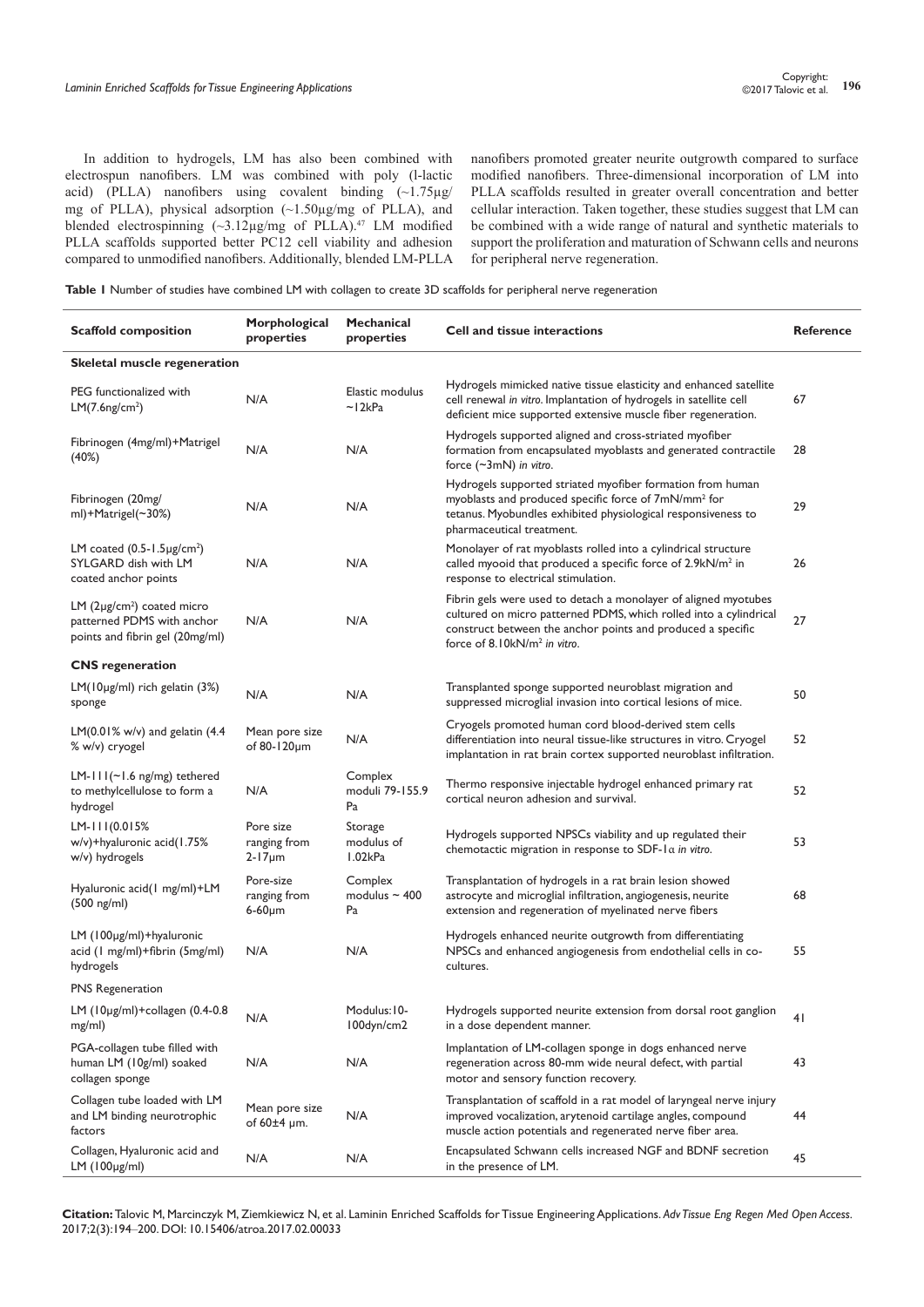In addition to hydrogels, LM has also been combined with electrospun nanofibers. LM was combined with poly (l-lactic acid) (PLLA) nanofibers using covalent binding (~1.75µg/mg of PLLA), physical adsorption (~1.50µg/mg of PLLA), and blended electrospinning (~3.12µg/mg of PLLA).[47] LM modified PLLA scaffolds supported better PC12 cell viability and adhesion compared to unmodified nanofibers. Additionally, blended LM-PLLA nanofibers promoted greater neurite outgrowth compared to surface modified nanofibers. Three-dimensional incorporation of LM into PLLA scaffolds resulted in greater overall concentration and better cellular interaction. Taken together, these studies suggest that LM can be combined with a wide range of natural and synthetic materials to support the proliferation and maturation of Schwann cells and neurons for peripheral nerve regeneration.

**Table 1** Number of studies have combined LM with collagen to create 3D scaffolds for peripheral nerve regeneration

| Scaffold composition | Morphological properties | Mechanical properties | Cell and tissue interactions | Reference |
|---|---|---|---|---|
| **Skeletal muscle regeneration** | | | | |
| PEG functionalized with LM(7.6ng/cm$^2$) | N/A | Elastic modulus ~12kPa | Hydrogels mimicked native tissue elasticity and enhanced satellite cell renewal *in vitro*. Implantation of hydrogels in satellite cell deficient mice supported extensive muscle fiber regeneration. | 67 |
| Fibrinogen (4mg/ml)+Matrigel (40%) | N/A | N/A | Hydrogels supported aligned and cross-striated myofiber formation from encapsulated myoblasts and generated contractile force (~3mN) *in vitro*. | 28 |
| Fibrinogen (20mg/ml)+Matrigel(~30%) | N/A | N/A | Hydrogels supported striated myofiber formation from human myoblasts and produced specific force of 7mN/mm$^2$ for tetanus. Myobundles exhibited physiological responsiveness to pharmaceutical treatment. | 29 |
| LM coated (0.5-1.5µg/cm$^2$) SYLGARD dish with LM coated anchor points | N/A | N/A | Monolayer of rat myoblasts rolled into a cylindrical structure called myooid that produced a specific force of 2.9kN/m$^2$ in response to electrical stimulation. | 26 |
| LM (2µg/cm$^2$) coated micro patterned PDMS with anchor points and fibrin gel (20mg/ml) | N/A | N/A | Fibrin gels were used to detach a monolayer of aligned myotubes cultured on micro patterned PDMS, which rolled into a cylindrical construct between the anchor points and produced a specific force of 8.10kN/m$^2$ *in vitro*. | 27 |
| **CNS regeneration** | | | | |
| LM(10µg/ml) rich gelatin (3%) sponge | N/A | N/A | Transplanted sponge supported neuroblast migration and suppressed microglial invasion into cortical lesions of mice. | 50 |
| LM(0.01% w/v) and gelatin (4.4 % w/v) cryogel | Mean pore size of 80-120µm | N/A | Cryogels promoted human cord blood-derived stem cells differentiation into neural tissue-like structures in vitro. Cryogel implantation in rat brain cortex supported neuroblast infiltration. | 52 |
| LM-111(~1.6 ng/mg) tethered to methylcellulose to form a hydrogel | N/A | Complex moduli 79-155.9 Pa | Thermo responsive injectable hydrogel enhanced primary rat cortical neuron adhesion and survival. | 52 |
| LM-111(0.015% w/v)+hyaluronic acid(1.75% w/v) hydrogels | Pore size ranging from 2-17µm | Storage modulus of 1.02kPa | Hydrogels supported NPSCs viability and up regulated their chemotactic migration in response to SDF-1$\alpha$ *in vitro*. | 53 |
| Hyaluronic acid(1 mg/ml)+LM (500 ng/ml) | Pore-size ranging from 6-60µm | Complex modulus ~ 400 Pa | Transplantation of hydrogels in a rat brain lesion showed astrocyte and microglial infiltration, angiogenesis, neurite extension and regeneration of myelinated nerve fibers | 68 |
| LM (100µg/ml)+hyaluronic acid (1 mg/ml)+fibrin (5mg/ml) hydrogels | N/A | N/A | Hydrogels enhanced neurite outgrowth from differentiating NPSCs and enhanced angiogenesis from endothelial cells in co-cultures. | 55 |
| PNS Regeneration | | | | |
| LM (10µg/ml)+collagen (0.4-0.8 mg/ml) | N/A | Modulus:10-100dyn/cm2 | Hydrogels supported neurite extension from dorsal root ganglion in a dose dependent manner. | 41 |
| PGA-collagen tube filled with human LM (10g/ml) soaked collagen sponge | N/A | N/A | Implantation of LM-collagen sponge in dogs enhanced nerve regeneration across 80-mm wide neural defect, with partial motor and sensory function recovery. | 43 |
| Collagen tube loaded with LM and LM binding neurotrophic factors | Mean pore size of 60±4 µm. | N/A | Transplantation of scaffold in a rat model of laryngeal nerve injury improved vocalization, arytenoid cartilage angles, compound muscle action potentials and regenerated nerve fiber area. | 44 |
| Collagen, Hyaluronic acid and LM (100µg/ml) | N/A | N/A | Encapsulated Schwann cells increased NGF and BDNF secretion in the presence of LM. | 45 |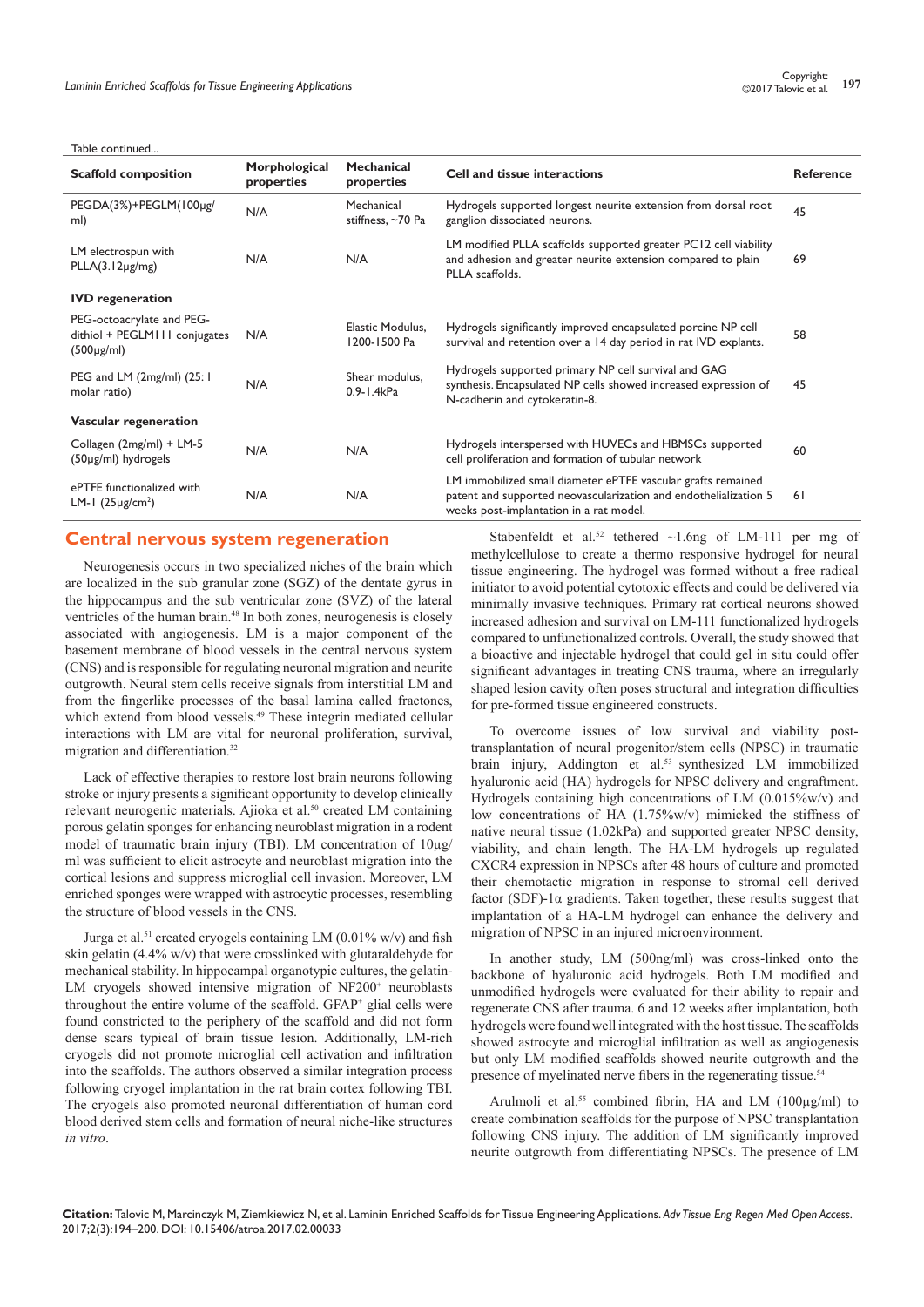Table continued...

| Scaffold composition | Morphological properties | Mechanical properties | Cell and tissue interactions | Reference |
|---|---|---|---|---|
| PEGDA(3%)+PEGLM(100µg/ml) | N/A | Mechanical stiffness, ~70 Pa | Hydrogels supported longest neurite extension from dorsal root ganglion dissociated neurons. | 45 |
| LM electrospun with PLLA(3.12µg/mg) | N/A | N/A | LM modified PLLA scaffolds supported greater PC12 cell viability and adhesion and greater neurite extension compared to plain PLLA scaffolds. | 69 |
| **IVD regeneration** | | | | |
| PEG-octoacrylate and PEG-dithiol + PEGLM111 conjugates (500µg/ml) | N/A | Elastic Modulus, 1200-1500 Pa | Hydrogels significantly improved encapsulated porcine NP cell survival and retention over a 14 day period in rat IVD explants. | 58 |
| PEG and LM (2mg/ml) (25: 1 molar ratio) | N/A | Shear modulus, 0.9-1.4kPa | Hydrogels supported primary NP cell survival and GAG synthesis. Encapsulated NP cells showed increased expression of N-cadherin and cytokeratin-8. | 45 |
| **Vascular regeneration** | | | | |
| Collagen (2mg/ml) + LM-5 (50µg/ml) hydrogels | N/A | N/A | Hydrogels interspersed with HUVECs and HBMSCs supported cell proliferation and formation of tubular network | 60 |
| ePTFE functionalized with LM-1 (25µg/cm$^2$) | N/A | N/A | LM immobilized small diameter ePTFE vascular grafts remained patent and supported neovascularization and endothelialization 5 weeks post-implantation in a rat model. | 61 |

## Central nervous system regeneration

Neurogenesis occurs in two specialized niches of the brain which are localized in the sub granular zone (SGZ) of the dentate gyrus in the hippocampus and the sub ventricular zone (SVZ) of the lateral ventricles of the human brain.[48] In both zones, neurogenesis is closely associated with angiogenesis. LM is a major component of the basement membrane of blood vessels in the central nervous system (CNS) and is responsible for regulating neuronal migration and neurite outgrowth. Neural stem cells receive signals from interstitial LM and from the fingerlike processes of the basal lamina called fractones, which extend from blood vessels.[49] These integrin mediated cellular interactions with LM are vital for neuronal proliferation, survival, migration and differentiation.[32]

Lack of effective therapies to restore lost brain neurons following stroke or injury presents a significant opportunity to develop clinically relevant neurogenic materials. Ajioka et al.[50] created LM containing porous gelatin sponges for enhancing neuroblast migration in a rodent model of traumatic brain injury (TBI). LM concentration of 10µg/ml was sufficient to elicit astrocyte and neuroblast migration into the cortical lesions and suppress microglial cell invasion. Moreover, LM enriched sponges were wrapped with astrocytic processes, resembling the structure of blood vessels in the CNS.

Jurga et al.[51] created cryogels containing LM (0.01% w/v) and fish skin gelatin (4.4% w/v) that were crosslinked with glutaraldehyde for mechanical stability. In hippocampal organotypic cultures, the gelatin-LM cryogels showed intensive migration of NF200$^+$ neuroblasts throughout the entire volume of the scaffold. GFAP$^+$ glial cells were found constricted to the periphery of the scaffold and did not form dense scars typical of brain tissue lesion. Additionally, LM-rich cryogels did not promote microglial cell activation and infiltration into the scaffolds. The authors observed a similar integration process following cryogel implantation in the rat brain cortex following TBI. The cryogels also promoted neuronal differentiation of human cord blood derived stem cells and formation of neural niche-like structures *in vitro*.

Stabenfeldt et al.[52] tethered ~1.6ng of LM-111 per mg of methylcellulose to create a thermo responsive hydrogel for neural tissue engineering. The hydrogel was formed without a free radical initiator to avoid potential cytotoxic effects and could be delivered via minimally invasive techniques. Primary rat cortical neurons showed increased adhesion and survival on LM-111 functionalized hydrogels compared to unfunctionalized controls. Overall, the study showed that a bioactive and injectable hydrogel that could gel in situ could offer significant advantages in treating CNS trauma, where an irregularly shaped lesion cavity often poses structural and integration difficulties for pre-formed tissue engineered constructs.

To overcome issues of low survival and viability post-transplantation of neural progenitor/stem cells (NPSC) in traumatic brain injury, Addington et al.[53] synthesized LM immobilized hyaluronic acid (HA) hydrogels for NPSC delivery and engraftment. Hydrogels containing high concentrations of LM (0.015%w/v) and low concentrations of HA (1.75%w/v) mimicked the stiffness of native neural tissue (1.02kPa) and supported greater NPSC density, viability, and chain length. The HA-LM hydrogels up regulated CXCR4 expression in NPSCs after 48 hours of culture and promoted their chemotactic migration in response to stromal cell derived factor (SDF)-1α gradients. Taken together, these results suggest that implantation of a HA-LM hydrogel can enhance the delivery and migration of NPSC in an injured microenvironment.

In another study, LM (500ng/ml) was cross-linked onto the backbone of hyaluronic acid hydrogels. Both LM modified and unmodified hydrogels were evaluated for their ability to repair and regenerate CNS after trauma. 6 and 12 weeks after implantation, both hydrogels were found well integrated with the host tissue. The scaffolds showed astrocyte and microglial infiltration as well as angiogenesis but only LM modified scaffolds showed neurite outgrowth and the presence of myelinated nerve fibers in the regenerating tissue.[54]

Arulmoli et al.[55] combined fibrin, HA and LM (100µg/ml) to create combination scaffolds for the purpose of NPSC transplantation following CNS injury. The addition of LM significantly improved neurite outgrowth from differentiating NPSCs. The presence of LM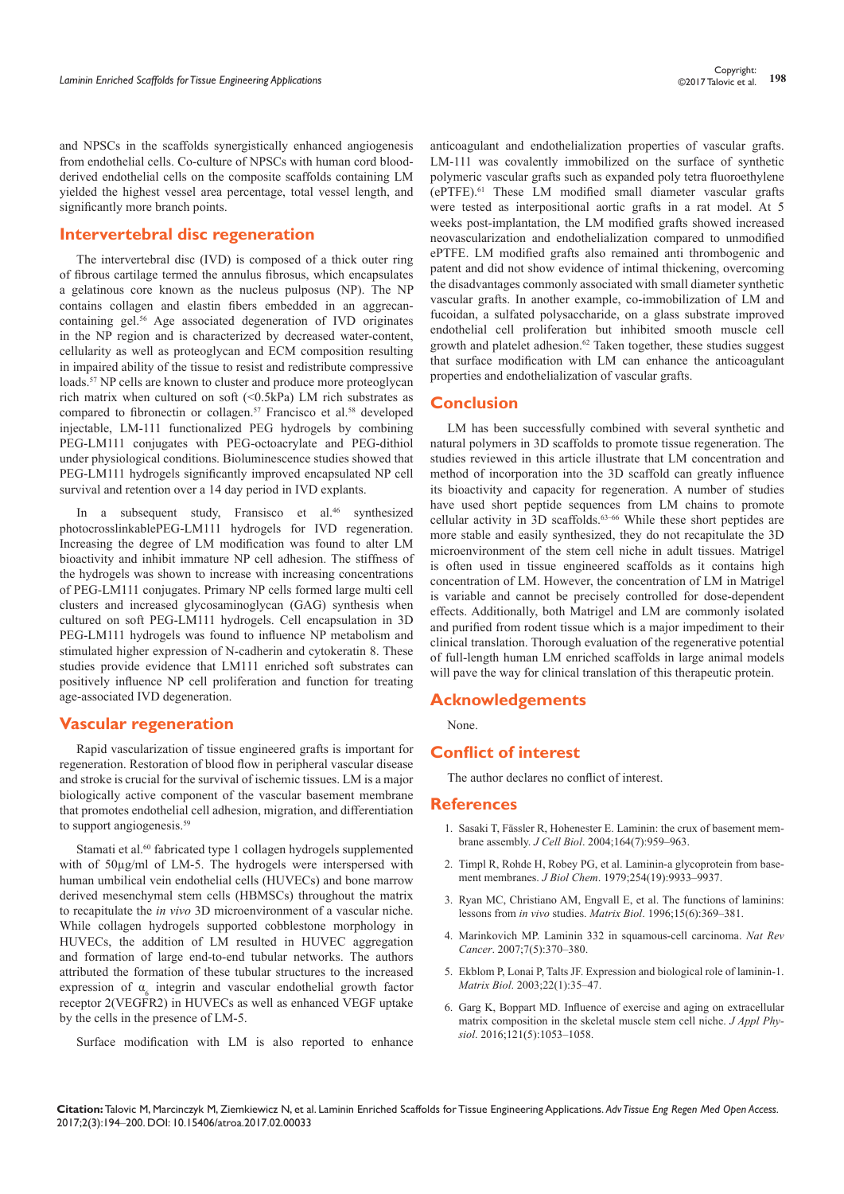and NPSCs in the scaffolds synergistically enhanced angiogenesis from endothelial cells. Co-culture of NPSCs with human cord blood-derived endothelial cells on the composite scaffolds containing LM yielded the highest vessel area percentage, total vessel length, and significantly more branch points.

## Intervertebral disc regeneration

The intervertebral disc (IVD) is composed of a thick outer ring of fibrous cartilage termed the annulus fibrosus, which encapsulates a gelatinous core known as the nucleus pulposus (NP). The NP contains collagen and elastin fibers embedded in an aggrecan-containing gel.[56] Age associated degeneration of IVD originates in the NP region and is characterized by decreased water-content, cellularity as well as proteoglycan and ECM composition resulting in impaired ability of the tissue to resist and redistribute compressive loads.[57] NP cells are known to cluster and produce more proteoglycan rich matrix when cultured on soft (<0.5kPa) LM rich substrates as compared to fibronectin or collagen.[57] Francisco et al.[58] developed injectable, LM-111 functionalized PEG hydrogels by combining PEG-LM111 conjugates with PEG-octoacrylate and PEG-dithiol under physiological conditions. Bioluminescence studies showed that PEG-LM111 hydrogels significantly improved encapsulated NP cell survival and retention over a 14 day period in IVD explants.

In a subsequent study, Fransisco et al.[46] synthesized photocrosslinkablePEG-LM111 hydrogels for IVD regeneration. Increasing the degree of LM modification was found to alter LM bioactivity and inhibit immature NP cell adhesion. The stiffness of the hydrogels was shown to increase with increasing concentrations of PEG-LM111 conjugates. Primary NP cells formed large multi cell clusters and increased glycosaminoglycan (GAG) synthesis when cultured on soft PEG-LM111 hydrogels. Cell encapsulation in 3D PEG-LM111 hydrogels was found to influence NP metabolism and stimulated higher expression of N-cadherin and cytokeratin 8. These studies provide evidence that LM111 enriched soft substrates can positively influence NP cell proliferation and function for treating age-associated IVD degeneration.

## Vascular regeneration

Rapid vascularization of tissue engineered grafts is important for regeneration. Restoration of blood flow in peripheral vascular disease and stroke is crucial for the survival of ischemic tissues. LM is a major biologically active component of the vascular basement membrane that promotes endothelial cell adhesion, migration, and differentiation to support angiogenesis.[59]

Stamati et al.[60] fabricated type 1 collagen hydrogels supplemented with of 50µg/ml of LM-5. The hydrogels were interspersed with human umbilical vein endothelial cells (HUVECs) and bone marrow derived mesenchymal stem cells (HBMSCs) throughout the matrix to recapitulate the *in vivo* 3D microenvironment of a vascular niche. While collagen hydrogels supported cobblestone morphology in HUVECs, the addition of LM resulted in HUVEC aggregation and formation of large end-to-end tubular networks. The authors attributed the formation of these tubular structures to the increased expression of $\alpha_6$ integrin and vascular endothelial growth factor receptor 2(VEGFR2) in HUVECs as well as enhanced VEGF uptake by the cells in the presence of LM-5.

Surface modification with LM is also reported to enhance anticoagulant and endothelialization properties of vascular grafts. LM-111 was covalently immobilized on the surface of synthetic polymeric vascular grafts such as expanded poly tetra fluoroethylene (ePTFE).[61] These LM modified small diameter vascular grafts were tested as interpositional aortic grafts in a rat model. At 5 weeks post-implantation, the LM modified grafts showed increased neovascularization and endothelialization compared to unmodified ePTFE. LM modified grafts also remained anti thrombogenic and patent and did not show evidence of intimal thickening, overcoming the disadvantages commonly associated with small diameter synthetic vascular grafts. In another example, co-immobilization of LM and fucoidan, a sulfated polysaccharide, on a glass substrate improved endothelial cell proliferation but inhibited smooth muscle cell growth and platelet adhesion.[62] Taken together, these studies suggest that surface modification with LM can enhance the anticoagulant properties and endothelialization of vascular grafts.

## Conclusion

LM has been successfully combined with several synthetic and natural polymers in 3D scaffolds to promote tissue regeneration. The studies reviewed in this article illustrate that LM concentration and method of incorporation into the 3D scaffold can greatly influence its bioactivity and capacity for regeneration. A number of studies have used short peptide sequences from LM chains to promote cellular activity in 3D scaffolds.[63–66] While these short peptides are more stable and easily synthesized, they do not recapitulate the 3D microenvironment of the stem cell niche in adult tissues. Matrigel is often used in tissue engineered scaffolds as it contains high concentration of LM. However, the concentration of LM in Matrigel is variable and cannot be precisely controlled for dose-dependent effects. Additionally, both Matrigel and LM are commonly isolated and purified from rodent tissue which is a major impediment to their clinical translation. Thorough evaluation of the regenerative potential of full-length human LM enriched scaffolds in large animal models will pave the way for clinical translation of this therapeutic protein.

## Acknowledgements

None.

## Conflict of interest

The author declares no conflict of interest.

## References

1. Sasaki T, Fässler R, Hohenester E. Laminin: the crux of basement membrane assembly. *J Cell Biol*. 2004;164(7):959–963.
2. Timpl R, Rohde H, Robey PG, et al. Laminin-a glycoprotein from basement membranes. *J Biol Chem*. 1979;254(19):9933–9937.
3. Ryan MC, Christiano AM, Engvall E, et al. The functions of laminins: lessons from *in vivo* studies. *Matrix Biol*. 1996;15(6):369–381.
4. Marinkovich MP. Laminin 332 in squamous-cell carcinoma. *Nat Rev Cancer*. 2007;7(5):370–380.
5. Ekblom P, Lonai P, Talts JF. Expression and biological role of laminin-1. *Matrix Biol*. 2003;22(1):35–47.
6. Garg K, Boppart MD. Influence of exercise and aging on extracellular matrix composition in the skeletal muscle stem cell niche. *J Appl Physiol*. 2016;121(5):1053–1058.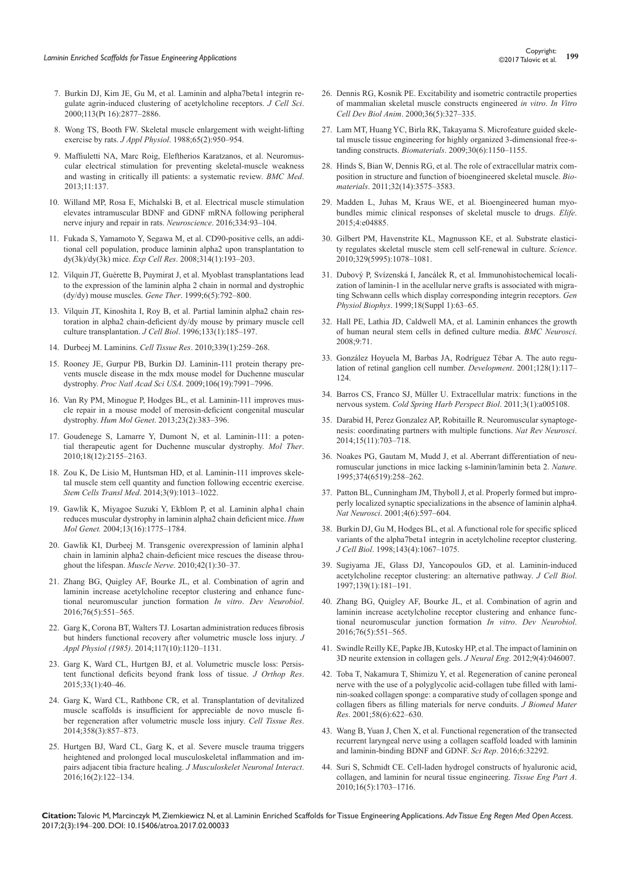7. Burkin DJ, Kim JE, Gu M, et al. Laminin and alpha7beta1 integrin regulate agrin-induced clustering of acetylcholine receptors. *J Cell Sci*. 2000;113(Pt 16):2877–2886.
8. Wong TS, Booth FW. Skeletal muscle enlargement with weight-lifting exercise by rats. *J Appl Physiol*. 1988;65(2):950–954.
9. Maffiuletti NA, Marc Roig, Eleftherios Karatzanos, et al. Neuromuscular electrical stimulation for preventing skeletal-muscle weakness and wasting in critically ill patients: a systematic review. *BMC Med*. 2013;11:137.
10. Willand MP, Rosa E, Michalski B, et al. Electrical muscle stimulation elevates intramuscular BDNF and GDNF mRNA following peripheral nerve injury and repair in rats. *Neuroscience*. 2016;334:93–104.
11. Fukada S, Yamamoto Y, Segawa M, et al. CD90-positive cells, an additional cell population, produce laminin alpha2 upon transplantation to dy(3k)/dy(3k) mice. *Exp Cell Res*. 2008;314(1):193–203.
12. Vilquin JT, Guérette B, Puymirat J, et al. Myoblast transplantations lead to the expression of the laminin alpha 2 chain in normal and dystrophic (dy/dy) mouse muscles. *Gene Ther*. 1999;6(5):792–800.
13. Vilquin JT, Kinoshita I, Roy B, et al. Partial laminin alpha2 chain restoration in alpha2 chain-deficient dy/dy mouse by primary muscle cell culture transplantation. *J Cell Biol*. 1996;133(1):185–197.
14. Durbeej M. Laminins. *Cell Tissue Res*. 2010;339(1):259–268.
15. Rooney JE, Gurpur PB, Burkin DJ. Laminin-111 protein therapy prevents muscle disease in the mdx mouse model for Duchenne muscular dystrophy. *Proc Natl Acad Sci USA*. 2009;106(19):7991–7996.
16. Van Ry PM, Minogue P, Hodges BL, et al. Laminin-111 improves muscle repair in a mouse model of merosin-deficient congenital muscular dystrophy. *Hum Mol Genet*. 2013;23(2):383–396.
17. Goudenege S, Lamarre Y, Dumont N, et al. Laminin-111: a potential therapeutic agent for Duchenne muscular dystrophy. *Mol Ther*. 2010;18(12):2155–2163.
18. Zou K, De Lisio M, Huntsman HD, et al. Laminin-111 improves skeletal muscle stem cell quantity and function following eccentric exercise. *Stem Cells Transl Med*. 2014;3(9):1013–1022.
19. Gawlik K, Miyagoe Suzuki Y, Ekblom P, et al. Laminin alpha1 chain reduces muscular dystrophy in laminin alpha2 chain deficient mice. *Hum Mol Genet.* 2004;13(16):1775–1784.
20. Gawlik KI, Durbeej M. Transgenic overexpression of laminin alpha1 chain in laminin alpha2 chain-deficient mice rescues the disease throughout the lifespan. *Muscle Nerve*. 2010;42(1):30–37.
21. Zhang BG, Quigley AF, Bourke JL, et al. Combination of agrin and laminin increase acetylcholine receptor clustering and enhance functional neuromuscular junction formation *In vitro*. *Dev Neurobiol*. 2016;76(5):551–565.
22. Garg K, Corona BT, Walters TJ. Losartan administration reduces fibrosis but hinders functional recovery after volumetric muscle loss injury. *J Appl Physiol (1985)*. 2014;117(10):1120–1131.
23. Garg K, Ward CL, Hurtgen BJ, et al. Volumetric muscle loss: Persistent functional deficits beyond frank loss of tissue. *J Orthop Res*. 2015;33(1):40–46.
24. Garg K, Ward CL, Rathbone CR, et al. Transplantation of devitalized muscle scaffolds is insufficient for appreciable de novo muscle fiber regeneration after volumetric muscle loss injury. *Cell Tissue Res*. 2014;358(3):857–873.
25. Hurtgen BJ, Ward CL, Garg K, et al. Severe muscle trauma triggers heightened and prolonged local musculoskeletal inflammation and impairs adjacent tibia fracture healing. *J Musculoskelet Neuronal Interact*. 2016;16(2):122–134.
26. Dennis RG, Kosnik PE. Excitability and isometric contractile properties of mammalian skeletal muscle constructs engineered *in vitro*. *In Vitro Cell Dev Biol Anim*. 2000;36(5):327–335.
27. Lam MT, Huang YC, Birla RK, Takayama S. Microfeature guided skeletal muscle tissue engineering for highly organized 3-dimensional free-standing constructs. *Biomaterials*. 2009;30(6):1150–1155.
28. Hinds S, Bian W, Dennis RG, et al. The role of extracellular matrix composition in structure and function of bioengineered skeletal muscle. *Biomaterials*. 2011;32(14):3575–3583.
29. Madden L, Juhas M, Kraus WE, et al. Bioengineered human myobundles mimic clinical responses of skeletal muscle to drugs. *Elife*. 2015;4:e04885.
30. Gilbert PM, Havenstrite KL, Magnusson KE, et al. Substrate elasticity regulates skeletal muscle stem cell self-renewal in culture. *Science*. 2010;329(5995):1078–1081.
31. Dubový P, Svízenská I, Jancálek R, et al. Immunohistochemical localization of laminin-1 in the acellular nerve grafts is associated with migrating Schwann cells which display corresponding integrin receptors. *Gen Physiol Biophys*. 1999;18(Suppl 1):63–65.
32. Hall PE, Lathia JD, Caldwell MA, et al. Laminin enhances the growth of human neural stem cells in defined culture media. *BMC Neurosci*. 2008;9:71.
33. González Hoyuela M, Barbas JA, Rodríguez Tébar A. The auto regulation of retinal ganglion cell number. *Development*. 2001;128(1):117–124.
34. Barros CS, Franco SJ, Müller U. Extracellular matrix: functions in the nervous system. *Cold Spring Harb Perspect Biol*. 2011;3(1):a005108.
35. Darabid H, Perez Gonzalez AP, Robitaille R. Neuromuscular synaptogenesis: coordinating partners with multiple functions. *Nat Rev Neurosci*. 2014;15(11):703–718.
36. Noakes PG, Gautam M, Mudd J, et al. Aberrant differentiation of neuromuscular junctions in mice lacking s-laminin/laminin beta 2. *Nature*. 1995;374(6519):258–262.
37. Patton BL, Cunningham JM, Thyboll J, et al. Properly formed but improperly localized synaptic specializations in the absence of laminin alpha4. *Nat Neurosci*. 2001;4(6):597–604.
38. Burkin DJ, Gu M, Hodges BL, et al. A functional role for specific spliced variants of the alpha7beta1 integrin in acetylcholine receptor clustering. *J Cell Biol*. 1998;143(4):1067–1075.
39. Sugiyama JE, Glass DJ, Yancopoulos GD, et al. Laminin-induced acetylcholine receptor clustering: an alternative pathway. *J Cell Biol*. 1997;139(1):181–191.
40. Zhang BG, Quigley AF, Bourke JL, et al. Combination of agrin and laminin increase acetylcholine receptor clustering and enhance functional neuromuscular junction formation *In vitro*. *Dev Neurobiol*. 2016;76(5):551–565.
41. Swindle Reilly KE, Papke JB, Kutosky HP, et al. The impact of laminin on 3D neurite extension in collagen gels. *J Neural Eng*. 2012;9(4):046007.
42. Toba T, Nakamura T, Shimizu Y, et al. Regeneration of canine peroneal nerve with the use of a polyglycolic acid-collagen tube filled with laminin-soaked collagen sponge: a comparative study of collagen sponge and collagen fibers as filling materials for nerve conduits. *J Biomed Mater Res*. 2001;58(6):622–630.
43. Wang B, Yuan J, Chen X, et al. Functional regeneration of the transected recurrent laryngeal nerve using a collagen scaffold loaded with laminin and laminin-binding BDNF and GDNF. *Sci Rep*. 2016;6:32292.
44. Suri S, Schmidt CE. Cell-laden hydrogel constructs of hyaluronic acid, collagen, and laminin for neural tissue engineering. *Tissue Eng Part A*. 2010;16(5):1703–1716.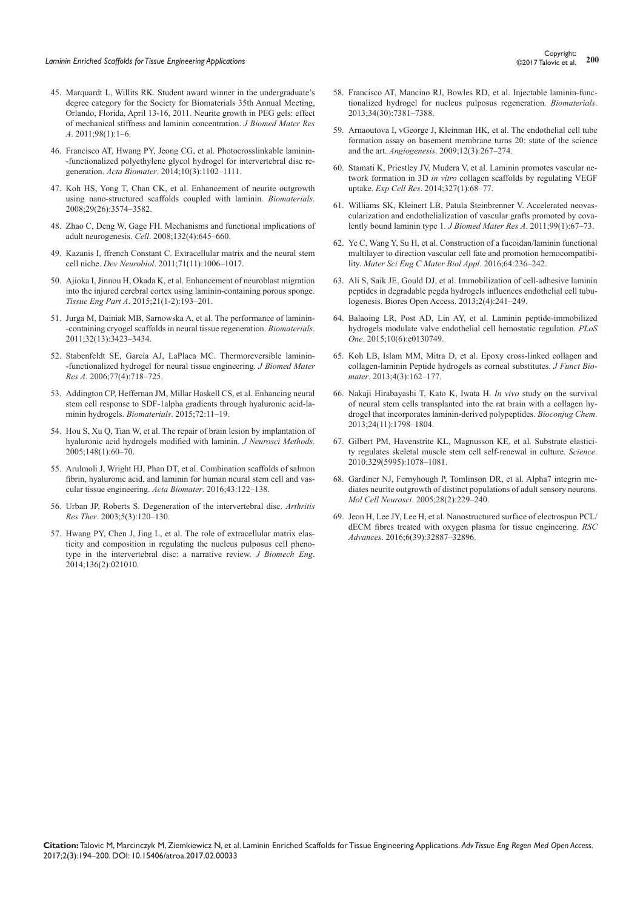45. Marquardt L, Willits RK. Student award winner in the undergraduate's degree category for the Society for Biomaterials 35th Annual Meeting, Orlando, Florida, April 13-16, 2011. Neurite growth in PEG gels: effect of mechanical stiffness and laminin concentration. *J Biomed Mater Res A*. 2011;98(1):1–6.

46. Francisco AT, Hwang PY, Jeong CG, et al. Photocrosslinkable laminin-functionalized polyethylene glycol hydrogel for intervertebral disc regeneration. *Acta Biomater*. 2014;10(3):1102–1111.

47. Koh HS, Yong T, Chan CK, et al. Enhancement of neurite outgrowth using nano-structured scaffolds coupled with laminin. *Biomaterials*. 2008;29(26):3574–3582.

48. Zhao C, Deng W, Gage FH. Mechanisms and functional implications of adult neurogenesis. *Cell*. 2008;132(4):645–660.

49. Kazanis I, ffrench Constant C. Extracellular matrix and the neural stem cell niche. *Dev Neurobiol*. 2011;71(11):1006–1017.

50. Ajioka I, Jinnou H, Okada K, et al. Enhancement of neuroblast migration into the injured cerebral cortex using laminin-containing porous sponge. *Tissue Eng Part A*. 2015;21(1-2):193–201.

51. Jurga M, Dainiak MB, Sarnowska A, et al. The performance of laminin-containing cryogel scaffolds in neural tissue regeneration. *Biomaterials*. 2011;32(13):3423–3434.

52. Stabenfeldt SE, García AJ, LaPlaca MC. Thermoreversible laminin-functionalized hydrogel for neural tissue engineering. *J Biomed Mater Res A*. 2006;77(4):718–725.

53. Addington CP, Heffernan JM, Millar Haskell CS, et al. Enhancing neural stem cell response to SDF-1alpha gradients through hyaluronic acid-laminin hydrogels. *Biomaterials*. 2015;72:11–19.

54. Hou S, Xu Q, Tian W, et al. The repair of brain lesion by implantation of hyaluronic acid hydrogels modified with laminin. *J Neurosci Methods*. 2005;148(1):60–70.

55. Arulmoli J, Wright HJ, Phan DT, et al. Combination scaffolds of salmon fibrin, hyaluronic acid, and laminin for human neural stem cell and vascular tissue engineering. *Acta Biomater*. 2016;43:122–138.

56. Urban JP, Roberts S. Degeneration of the intervertebral disc. *Arthritis Res Ther*. 2003;5(3):120–130.

57. Hwang PY, Chen J, Jing L, et al. The role of extracellular matrix elasticity and composition in regulating the nucleus pulposus cell phenotype in the intervertebral disc: a narrative review. *J Biomech Eng*. 2014;136(2):021010.

58. Francisco AT, Mancino RJ, Bowles RD, et al. Injectable laminin-functionalized hydrogel for nucleus pulposus regeneration. *Biomaterials*. 2013;34(30):7381–7388.

59. Arnaoutova I, vGeorge J, Kleinman HK, et al. The endothelial cell tube formation assay on basement membrane turns 20: state of the science and the art. *Angiogenesis*. 2009;12(3):267–274.

60. Stamati K, Priestley JV, Mudera V, et al. Laminin promotes vascular network formation in 3D *in vitro* collagen scaffolds by regulating VEGF uptake. *Exp Cell Res*. 2014;327(1):68–77.

61. Williams SK, Kleinert LB, Patula Steinbrenner V. Accelerated neovascularization and endothelialization of vascular grafts promoted by covalently bound laminin type 1. *J Biomed Mater Res A*. 2011;99(1):67–73.

62. Ye C, Wang Y, Su H, et al. Construction of a fucoidan/laminin functional multilayer to direction vascular cell fate and promotion hemocompatibility. *Mater Sci Eng C Mater Biol Appl*. 2016;64:236–242.

63. Ali S, Saik JE, Gould DJ, et al. Immobilization of cell-adhesive laminin peptides in degradable pegda hydrogels influences endothelial cell tubulogenesis. Biores Open Access. 2013;2(4):241–249.

64. Balaoing LR, Post AD, Lin AY, et al. Laminin peptide-immobilized hydrogels modulate valve endothelial cell hemostatic regulation. *PLoS One*. 2015;10(6):e0130749.

65. Koh LB, Islam MM, Mitra D, et al. Epoxy cross-linked collagen and collagen-laminin Peptide hydrogels as corneal substitutes. *J Funct Biomater*. 2013;4(3):162–177.

66. Nakaji Hirabayashi T, Kato K, Iwata H. *In vivo* study on the survival of neural stem cells transplanted into the rat brain with a collagen hydrogel that incorporates laminin-derived polypeptides. *Bioconjug Chem*. 2013;24(11):1798–1804.

67. Gilbert PM, Havenstrite KL, Magnusson KE, et al. Substrate elasticity regulates skeletal muscle stem cell self-renewal in culture. *Science*. 2010;329(5995):1078–1081.

68. Gardiner NJ, Fernyhough P, Tomlinson DR, et al. Alpha7 integrin mediates neurite outgrowth of distinct populations of adult sensory neurons. *Mol Cell Neurosci*. 2005;28(2):229–240.

69. Jeon H, Lee JY, Lee H, et al. Nanostructured surface of electrospun PCL/dECM fibres treated with oxygen plasma for tissue engineering. *RSC Advances*. 2016;6(39):32887–32896.